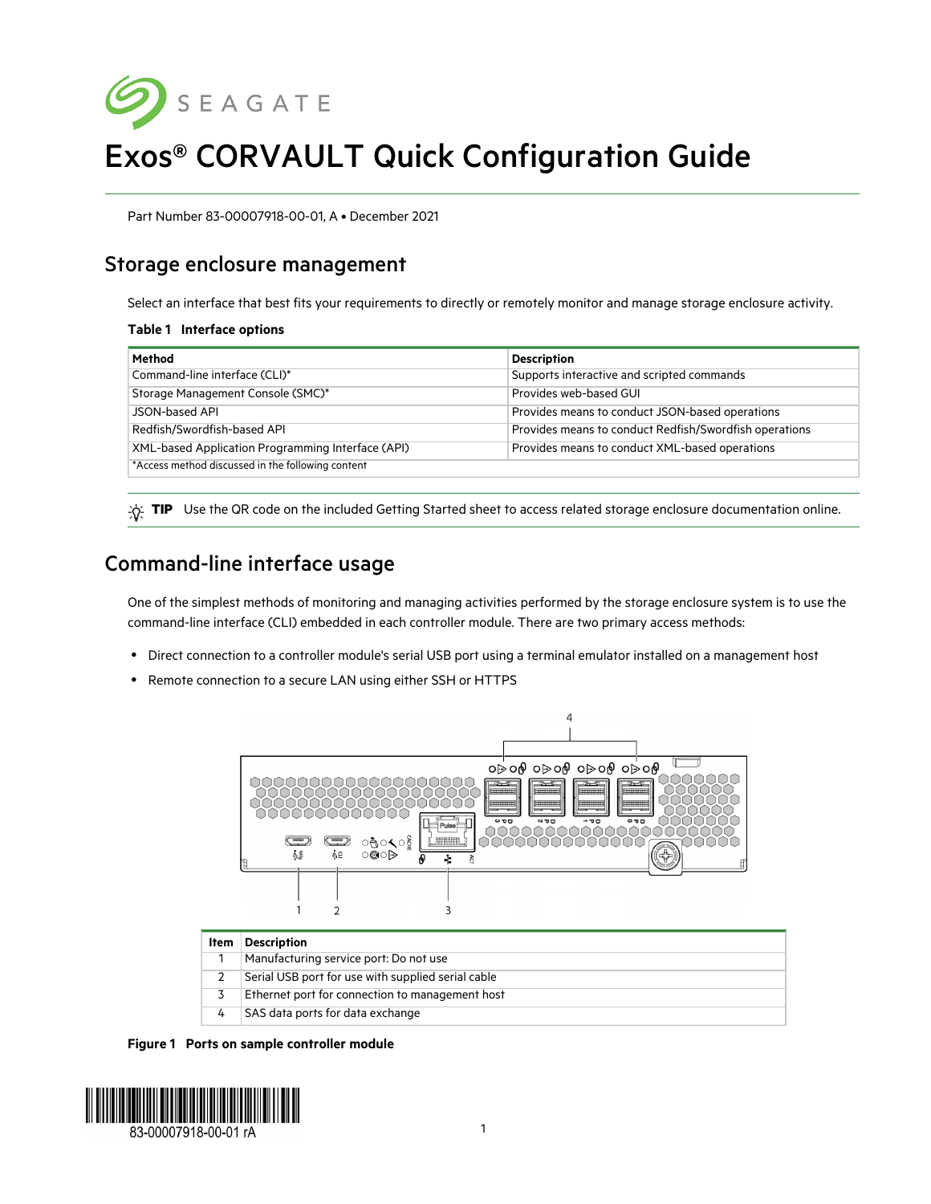# Exos® CORVAULT Quick Configuration Guide

Part Number 83-00007918-00-01, A • December 2021

## Storage enclosure management

Select an interface that best fits your requirements to directly or remotely monitor and manage storage enclosure activity.

**Table 1 Interface options**

| Method | Description |
| --- | --- |
| Command-line interface (CLI)* | Supports interactive and scripted commands |
| Storage Management Console (SMC)* | Provides web-based GUI |
| JSON-based API | Provides means to conduct JSON-based operations |
| Redfish/Swordfish-based API | Provides means to conduct Redfish/Swordfish operations |
| XML-based Application Programming Interface (API) | Provides means to conduct XML-based operations |
| *Access method discussed in the following content | |

**TIP** Use the QR code on the included Getting Started sheet to access related storage enclosure documentation online.

## Command-line interface usage

One of the simplest methods of monitoring and managing activities performed by the storage enclosure system is to use the command-line interface (CLI) embedded in each controller module. There are two primary access methods:

- Direct connection to a controller module's serial USB port using a terminal emulator installed on a management host
- Remote connection to a secure LAN using either SSH or HTTPS

4

1 2 3

| Item | Description |
| --- | --- |
| 1 | Manufacturing service port: Do not use |
| 2 | Serial USB port for use with supplied serial cable |
| 3 | Ethernet port for connection to management host |
| 4 | SAS data ports for data exchange |

**Figure 1 Ports on sample controller module**

83-00007918-00-01 rA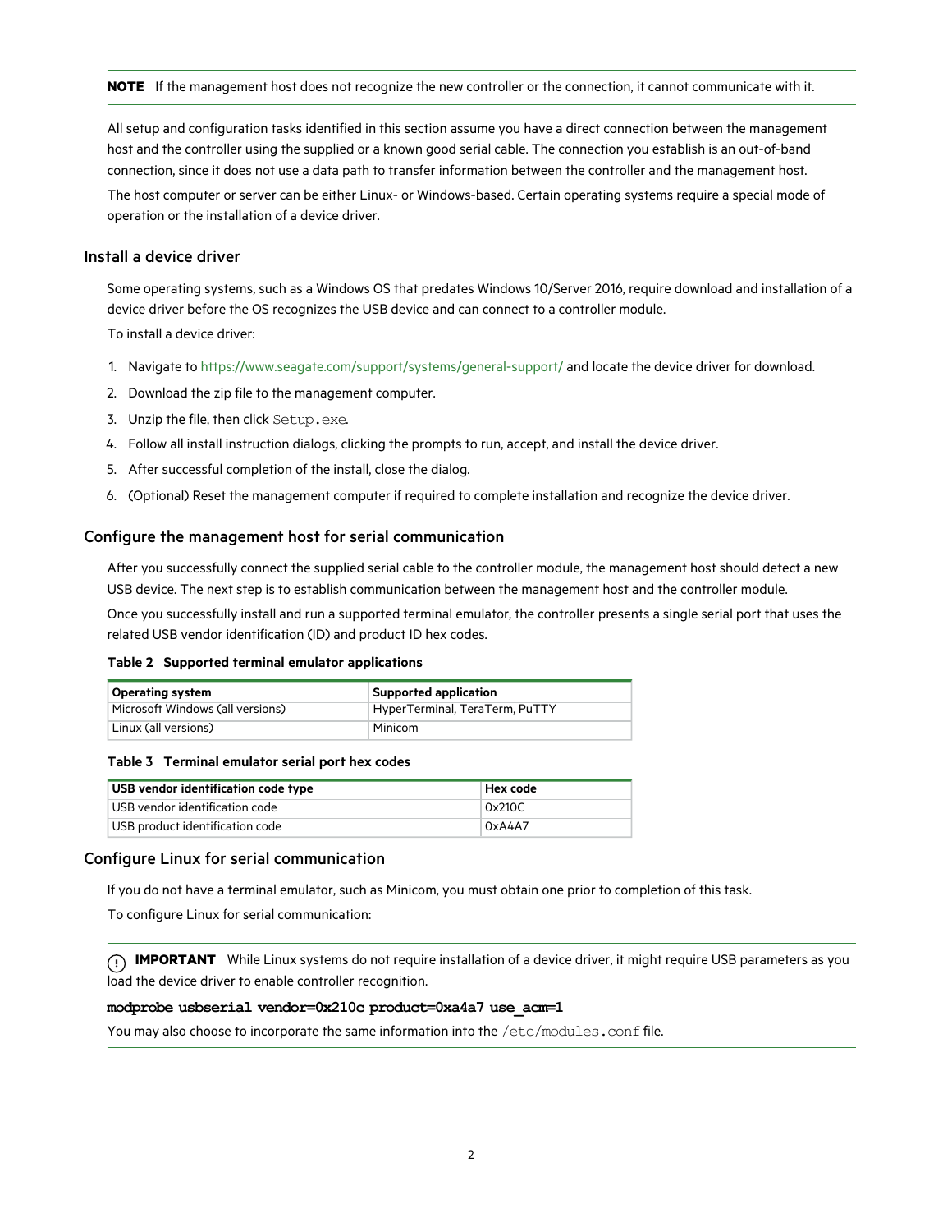**NOTE** If the management host does not recognize the new controller or the connection, it cannot communicate with it.

All setup and configuration tasks identified in this section assume you have a direct connection between the management host and the controller using the supplied or a known good serial cable. The connection you establish is an out-of-band connection, since it does not use a data path to transfer information between the controller and the management host.

The host computer or server can be either Linux- or Windows-based. Certain operating systems require a special mode of operation or the installation of a device driver.

## Install a device driver

Some operating systems, such as a Windows OS that predates Windows 10/Server 2016, require download and installation of a device driver before the OS recognizes the USB device and can connect to a controller module.

To install a device driver:

1. Navigate to https://www.seagate.com/support/systems/general-support/ and locate the device driver for download.
2. Download the zip file to the management computer.
3. Unzip the file, then click `Setup.exe`.
4. Follow all install instruction dialogs, clicking the prompts to run, accept, and install the device driver.
5. After successful completion of the install, close the dialog.
6. (Optional) Reset the management computer if required to complete installation and recognize the device driver.

## Configure the management host for serial communication

After you successfully connect the supplied serial cable to the controller module, the management host should detect a new USB device. The next step is to establish communication between the management host and the controller module.

Once you successfully install and run a supported terminal emulator, the controller presents a single serial port that uses the related USB vendor identification (ID) and product ID hex codes.

**Table 2 Supported terminal emulator applications**

| Operating system | Supported application |
|---|---|
| Microsoft Windows (all versions) | HyperTerminal, TeraTerm, PuTTY |
| Linux (all versions) | Minicom |

**Table 3 Terminal emulator serial port hex codes**

| USB vendor identification code type | Hex code |
|---|---|
| USB vendor identification code | 0x210C |
| USB product identification code | 0xA4A7 |

## Configure Linux for serial communication

If you do not have a terminal emulator, such as Minicom, you must obtain one prior to completion of this task.

To configure Linux for serial communication:

**IMPORTANT** While Linux systems do not require installation of a device driver, it might require USB parameters as you load the device driver to enable controller recognition.

```
modprobe usbserial vendor=0x210c product=0xa4a7 use_acm=1
```

You may also choose to incorporate the same information into the `/etc/modules.conf` file.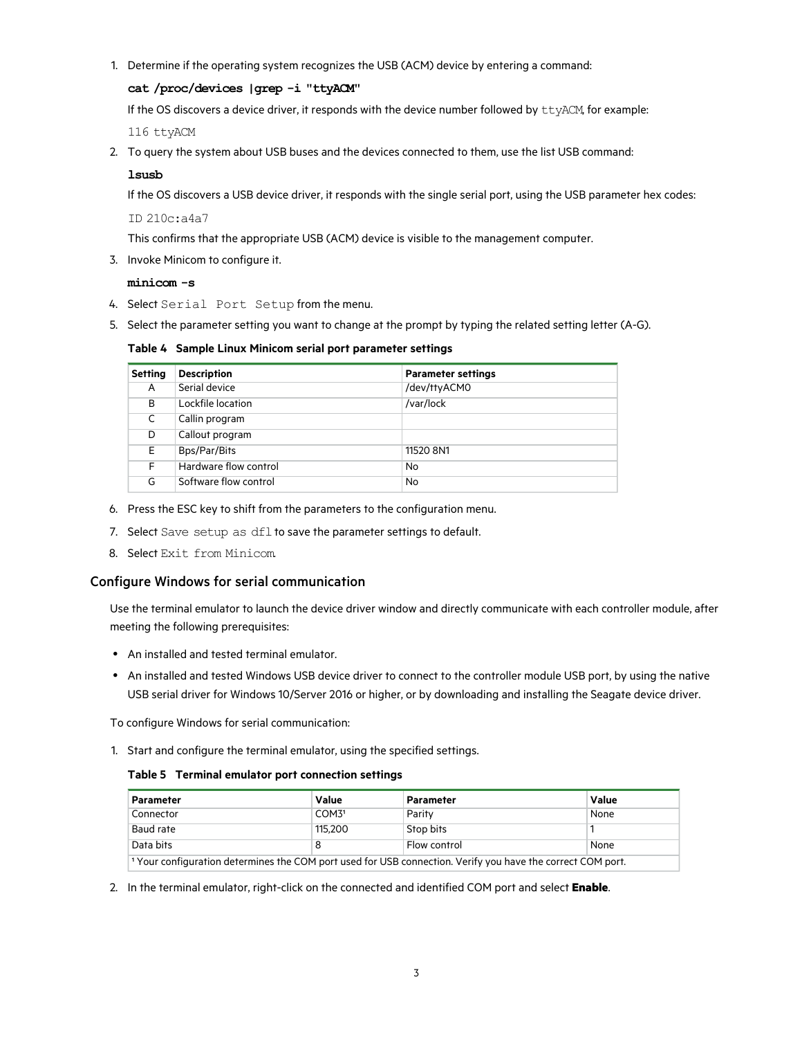1. Determine if the operating system recognizes the USB (ACM) device by entering a command:

   ```
   cat /proc/devices |grep -i "ttyACM"
   ```

   If the OS discovers a device driver, it responds with the device number followed by `ttyACM`, for example:

   `116 ttyACM`

2. To query the system about USB buses and the devices connected to them, use the list USB command:

   ```
   lsusb
   ```

   If the OS discovers a USB device driver, it responds with the single serial port, using the USB parameter hex codes:

   `ID 210c:a4a7`

   This confirms that the appropriate USB (ACM) device is visible to the management computer.

3. Invoke Minicom to configure it.

   ```
   minicom -s
   ```

4. Select `Serial Port Setup` from the menu.
5. Select the parameter setting you want to change at the prompt by typing the related setting letter (A-G).

   **Table 4 Sample Linux Minicom serial port parameter settings**

   | Setting | Description | Parameter settings |
   |---|---|---|
   | A | Serial device | /dev/ttyACM0 |
   | B | Lockfile location | /var/lock |
   | C | Callin program | |
   | D | Callout program | |
   | E | Bps/Par/Bits | 11520 8N1 |
   | F | Hardware flow control | No |
   | G | Software flow control | No |

6. Press the ESC key to shift from the parameters to the configuration menu.
7. Select `Save setup as dfl` to save the parameter settings to default.
8. Select `Exit from Minicom`.

## Configure Windows for serial communication

Use the terminal emulator to launch the device driver window and directly communicate with each controller module, after meeting the following prerequisites:

- An installed and tested terminal emulator.
- An installed and tested Windows USB device driver to connect to the controller module USB port, by using the native USB serial driver for Windows 10/Server 2016 or higher, or by downloading and installing the Seagate device driver.

To configure Windows for serial communication:

1. Start and configure the terminal emulator, using the specified settings.

   **Table 5 Terminal emulator port connection settings**

   | Parameter | Value | Parameter | Value |
   |---|---|---|---|
   | Connector | COM3[1] | Parity | None |
   | Baud rate | 115,200 | Stop bits | 1 |
   | Data bits | 8 | Flow control | None |

   [1] Your configuration determines the COM port used for USB connection. Verify you have the correct COM port.

2. In the terminal emulator, right-click on the connected and identified COM port and select **Enable**.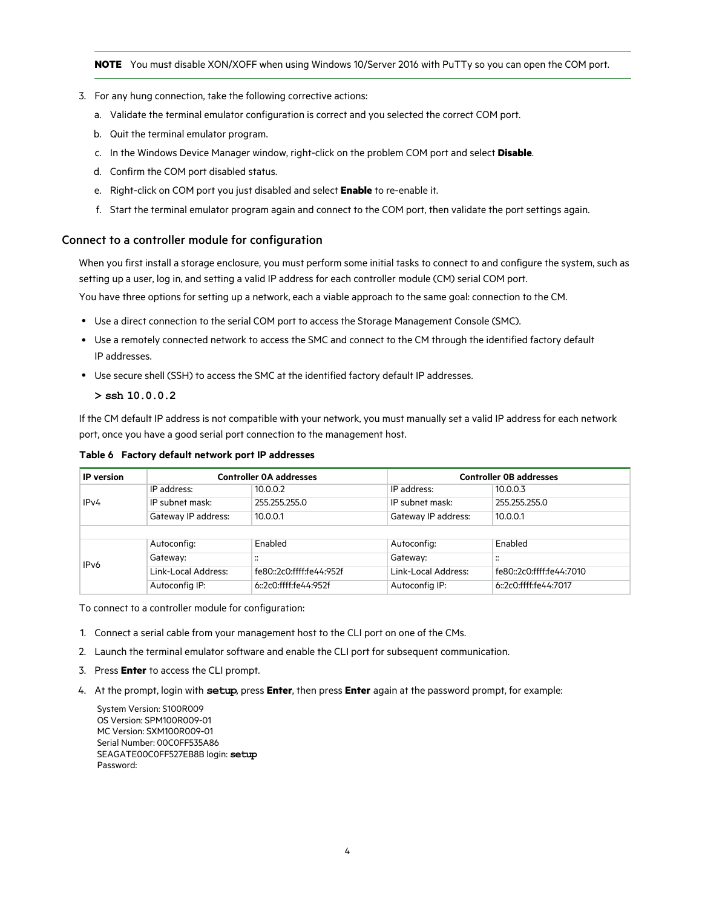**NOTE** You must disable XON/XOFF when using Windows 10/Server 2016 with PuTTy so you can open the COM port.

3. For any hung connection, take the following corrective actions:
   a. Validate the terminal emulator configuration is correct and you selected the correct COM port.
   b. Quit the terminal emulator program.
   c. In the Windows Device Manager window, right-click on the problem COM port and select **Disable**.
   d. Confirm the COM port disabled status.
   e. Right-click on COM port you just disabled and select **Enable** to re-enable it.
   f. Start the terminal emulator program again and connect to the COM port, then validate the port settings again.

## Connect to a controller module for configuration

When you first install a storage enclosure, you must perform some initial tasks to connect to and configure the system, such as setting up a user, log in, and setting a valid IP address for each controller module (CM) serial COM port.

You have three options for setting up a network, each a viable approach to the same goal: connection to the CM.

- Use a direct connection to the serial COM port to access the Storage Management Console (SMC).
- Use a remotely connected network to access the SMC and connect to the CM through the identified factory default IP addresses.
- Use secure shell (SSH) to access the SMC at the identified factory default IP addresses.

  **> ssh 10.0.0.2**

If the CM default IP address is not compatible with your network, you must manually set a valid IP address for each network port, once you have a good serial port connection to the management host.

**Table 6 Factory default network port IP addresses**

| IP version | Controller 0A addresses | | Controller 0B addresses | |
|---|---|---|---|---|
| IPv4 | IP address: | 10.0.0.2 | IP address: | 10.0.0.3 |
| | IP subnet mask: | 255.255.255.0 | IP subnet mask: | 255.255.255.0 |
| | Gateway IP address: | 10.0.0.1 | Gateway IP address: | 10.0.0.1 |
| | | | | |
| IPv6 | Autoconfig: | Enabled | Autoconfig: | Enabled |
| | Gateway: | :: | Gateway: | :: |
| | Link-Local Address: | fe80::2c0:ffff:fe44:952f | Link-Local Address: | fe80::2c0:ffff:fe44:7010 |
| | Autoconfig IP: | 6::2c0:ffff:fe44:952f | Autoconfig IP: | 6::2c0:ffff:fe44:7017 |

To connect to a controller module for configuration:

1. Connect a serial cable from your management host to the CLI port on one of the CMs.
2. Launch the terminal emulator software and enable the CLI port for subsequent communication.
3. Press **Enter** to access the CLI prompt.
4. At the prompt, login with **setup**, press **Enter**, then press **Enter** again at the password prompt, for example:

```
System Version: S100R009
OS Version: SPM100R009-01
MC Version: SXM100R009-01
Serial Number: 00C0FF535A86
SEAGATE00C0FF527EB8B login: setup
Password:
```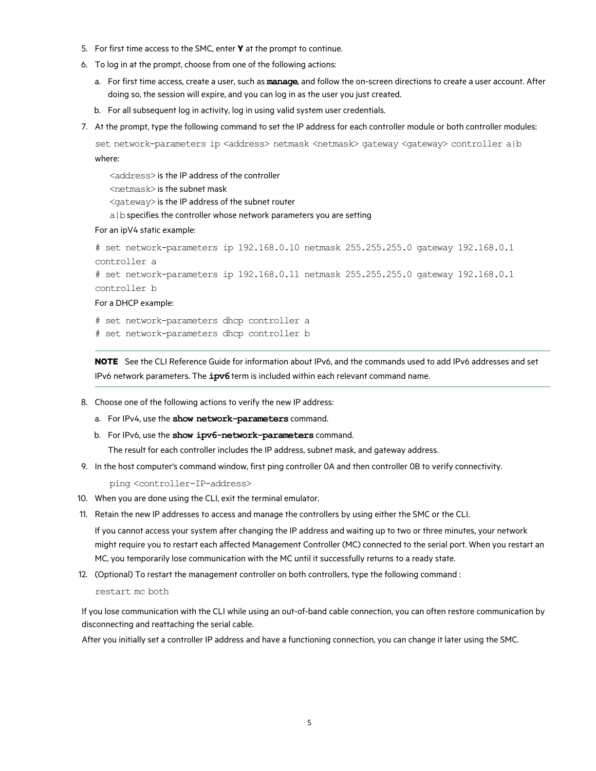5. For first time access to the SMC, enter **Y** at the prompt to continue.
6. To log in at the prompt, choose from one of the following actions:
   a. For first time access, create a user, such as **manage**, and follow the on-screen directions to create a user account. After doing so, the session will expire, and you can log in as the user you just created.
   b. For all subsequent log in activity, log in using valid system user credentials.
7. At the prompt, type the following command to set the IP address for each controller module or both controller modules:

   ```
   set network-parameters ip <address> netmask <netmask> gateway <gateway> controller a|b
   ```

   where:

   `<address>` is the IP address of the controller
   `<netmask>` is the subnet mask
   `<gateway>` is the IP address of the subnet router
   `a|b` specifies the controller whose network parameters you are setting

   For an ipV4 static example:

   ```
   # set network-parameters ip 192.168.0.10 netmask 255.255.255.0 gateway 192.168.0.1 controller a
   # set network-parameters ip 192.168.0.11 netmask 255.255.255.0 gateway 192.168.0.1 controller b
   ```

   For a DHCP example:

   ```
   # set network-parameters dhcp controller a
   # set network-parameters dhcp controller b
   ```

   **NOTE** See the CLI Reference Guide for information about IPv6, and the commands used to add IPv6 addresses and set IPv6 network parameters. The **ipv6** term is included within each relevant command name.

8. Choose one of the following actions to verify the new IP address:
   a. For IPv4, use the **show network-parameters** command.
   b. For IPv6, use the **show ipv6-network-parameters** command.

      The result for each controller includes the IP address, subnet mask, and gateway address.
9. In the host computer's command window, first ping controller 0A and then controller 0B to verify connectivity.

   ```
   ping <controller-IP-address>
   ```

10. When you are done using the CLI, exit the terminal emulator.
11. Retain the new IP addresses to access and manage the controllers by using either the SMC or the CLI.

    If you cannot access your system after changing the IP address and waiting up to two or three minutes, your network might require you to restart each affected Management Controller (MC) connected to the serial port. When you restart an MC, you temporarily lose communication with the MC until it successfully returns to a ready state.
12. (Optional) To restart the management controller on both controllers, type the following command :

    ```
    restart mc both
    ```

If you lose communication with the CLI while using an out-of-band cable connection, you can often restore communication by disconnecting and reattaching the serial cable.

After you initially set a controller IP address and have a functioning connection, you can change it later using the SMC.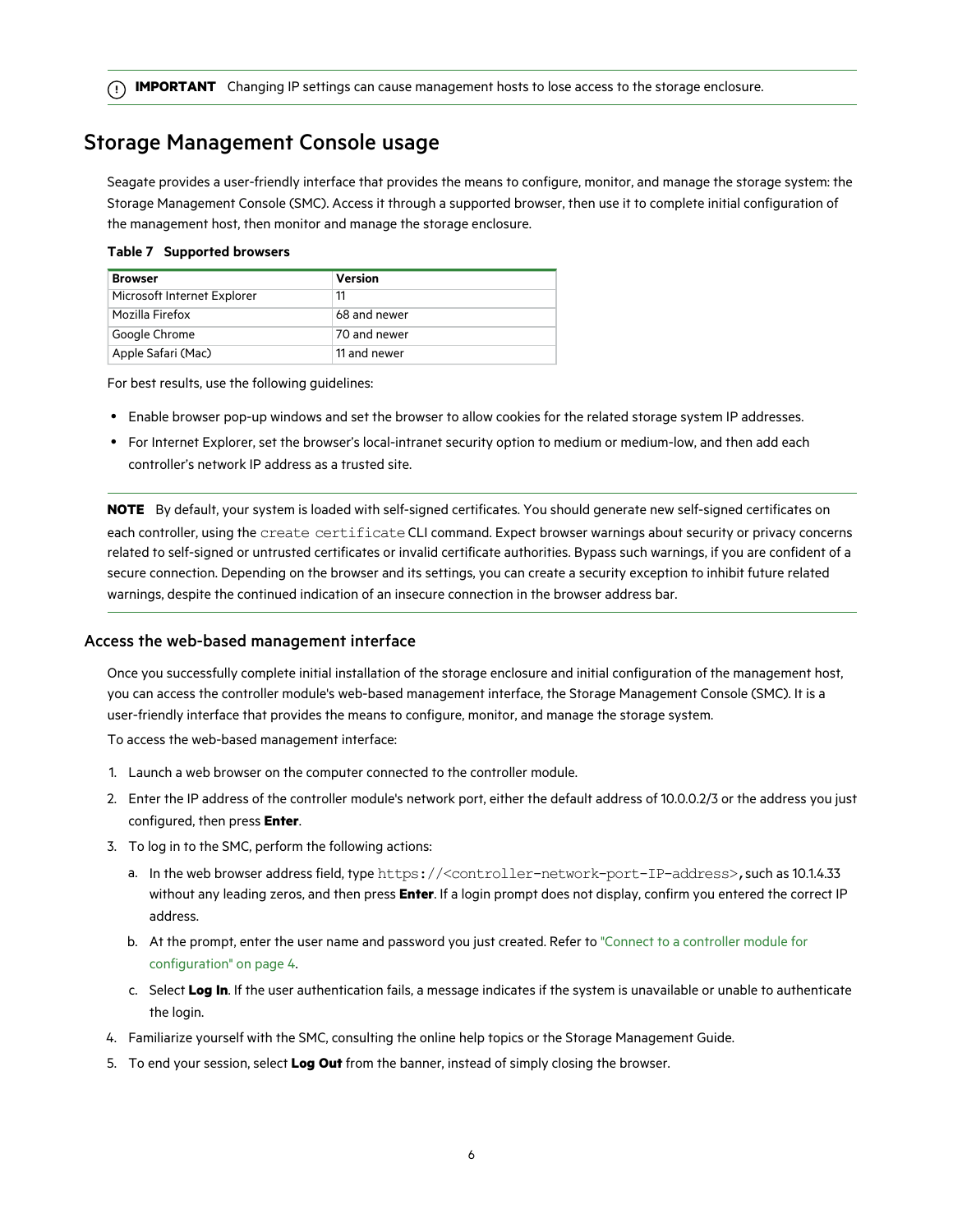**IMPORTANT** Changing IP settings can cause management hosts to lose access to the storage enclosure.

## Storage Management Console usage

Seagate provides a user-friendly interface that provides the means to configure, monitor, and manage the storage system: the Storage Management Console (SMC). Access it through a supported browser, then use it to complete initial configuration of the management host, then monitor and manage the storage enclosure.

**Table 7 Supported browsers**

| Browser | Version |
| --- | --- |
| Microsoft Internet Explorer | 11 |
| Mozilla Firefox | 68 and newer |
| Google Chrome | 70 and newer |
| Apple Safari (Mac) | 11 and newer |

For best results, use the following guidelines:

- Enable browser pop-up windows and set the browser to allow cookies for the related storage system IP addresses.
- For Internet Explorer, set the browser's local-intranet security option to medium or medium-low, and then add each controller's network IP address as a trusted site.

**NOTE** By default, your system is loaded with self-signed certificates. You should generate new self-signed certificates on each controller, using the `create certificate` CLI command. Expect browser warnings about security or privacy concerns related to self-signed or untrusted certificates or invalid certificate authorities. Bypass such warnings, if you are confident of a secure connection. Depending on the browser and its settings, you can create a security exception to inhibit future related warnings, despite the continued indication of an insecure connection in the browser address bar.

### Access the web-based management interface

Once you successfully complete initial installation of the storage enclosure and initial configuration of the management host, you can access the controller module's web-based management interface, the Storage Management Console (SMC). It is a user-friendly interface that provides the means to configure, monitor, and manage the storage system.

To access the web-based management interface:

1. Launch a web browser on the computer connected to the controller module.
2. Enter the IP address of the controller module's network port, either the default address of 10.0.0.2/3 or the address you just configured, then press **Enter**.
3. To log in to the SMC, perform the following actions:
   a. In the web browser address field, type `https://<controller-network-port-IP-address>`, such as 10.1.4.33 without any leading zeros, and then press **Enter**. If a login prompt does not display, confirm you entered the correct IP address.
   b. At the prompt, enter the user name and password you just created. Refer to "Connect to a controller module for configuration" on page 4.
   c. Select **Log In**. If the user authentication fails, a message indicates if the system is unavailable or unable to authenticate the login.
4. Familiarize yourself with the SMC, consulting the online help topics or the Storage Management Guide.
5. To end your session, select **Log Out** from the banner, instead of simply closing the browser.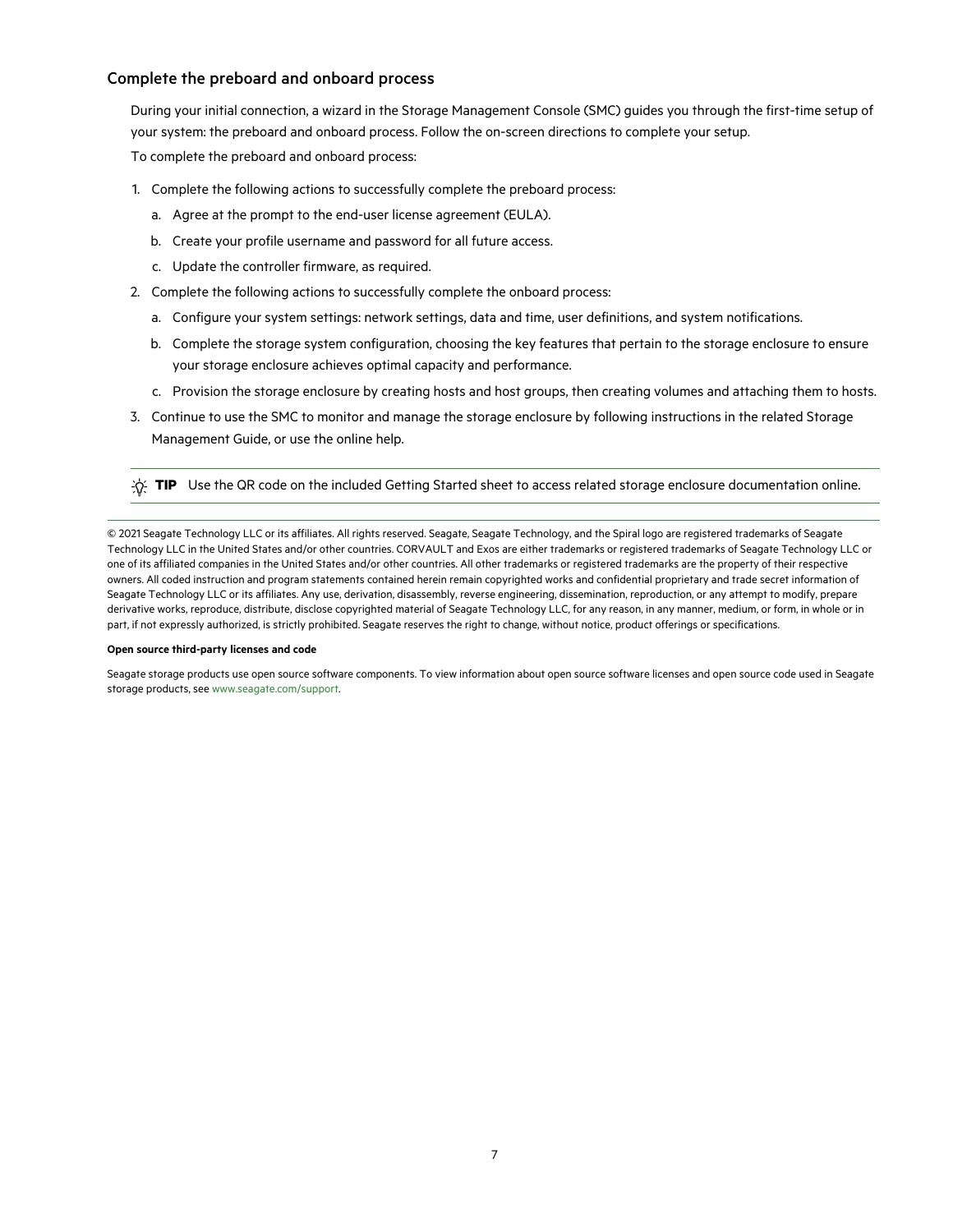## Complete the preboard and onboard process

During your initial connection, a wizard in the Storage Management Console (SMC) guides you through the first-time setup of your system: the preboard and onboard process. Follow the on-screen directions to complete your setup.

To complete the preboard and onboard process:

1. Complete the following actions to successfully complete the preboard process:
   a. Agree at the prompt to the end-user license agreement (EULA).
   b. Create your profile username and password for all future access.
   c. Update the controller firmware, as required.
2. Complete the following actions to successfully complete the onboard process:
   a. Configure your system settings: network settings, data and time, user definitions, and system notifications.
   b. Complete the storage system configuration, choosing the key features that pertain to the storage enclosure to ensure your storage enclosure achieves optimal capacity and performance.
   c. Provision the storage enclosure by creating hosts and host groups, then creating volumes and attaching them to hosts.
3. Continue to use the SMC to monitor and manage the storage enclosure by following instructions in the related Storage Management Guide, or use the online help.

**TIP** Use the QR code on the included Getting Started sheet to access related storage enclosure documentation online.

© 2021 Seagate Technology LLC or its affiliates. All rights reserved. Seagate, Seagate Technology, and the Spiral logo are registered trademarks of Seagate Technology LLC in the United States and/or other countries. CORVAULT and Exos are either trademarks or registered trademarks of Seagate Technology LLC or one of its affiliated companies in the United States and/or other countries. All other trademarks or registered trademarks are the property of their respective owners. All coded instruction and program statements contained herein remain copyrighted works and confidential proprietary and trade secret information of Seagate Technology LLC or its affiliates. Any use, derivation, disassembly, reverse engineering, dissemination, reproduction, or any attempt to modify, prepare derivative works, reproduce, distribute, disclose copyrighted material of Seagate Technology LLC, for any reason, in any manner, medium, or form, in whole or in part, if not expressly authorized, is strictly prohibited. Seagate reserves the right to change, without notice, product offerings or specifications.

**Open source third-party licenses and code**

Seagate storage products use open source software components. To view information about open source software licenses and open source code used in Seagate storage products, see www.seagate.com/support.